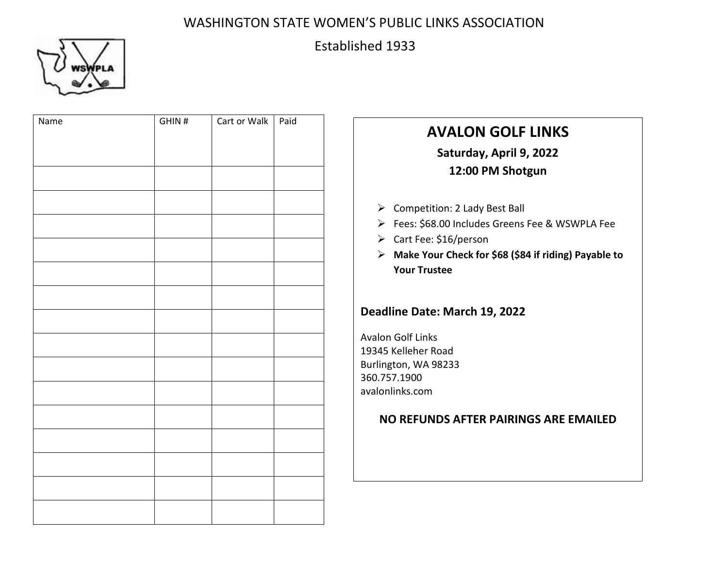WASHINGTON STATE WOMEN'S PUBLIC LINKS ASSOCIATION

Established 1933

| Name | GHIN # | Cart or Walk | Paid |
|---|---|---|---|
| | | | |
| | | | |
| | | | |
| | | | |
| | | | |
| | | | |
| | | | |
| | | | |
| | | | |
| | | | |
| | | | |
| | | | |
| | | | |
| | | | |
| | | | |

# AVALON GOLF LINKS

**Saturday, April 9, 2022**

**12:00 PM Shotgun**

- Competition: 2 Lady Best Ball
- Fees: $68.00 Includes Greens Fee & WSWPLA Fee
- Cart Fee: $16/person
- **Make Your Check for $68 ($84 if riding) Payable to Your Trustee**

**Deadline Date: March 19, 2022**

Avalon Golf Links
19345 Kelleher Road
Burlington, WA 98233
360.757.1900
avalonlinks.com

**NO REFUNDS AFTER PAIRINGS ARE EMAILED**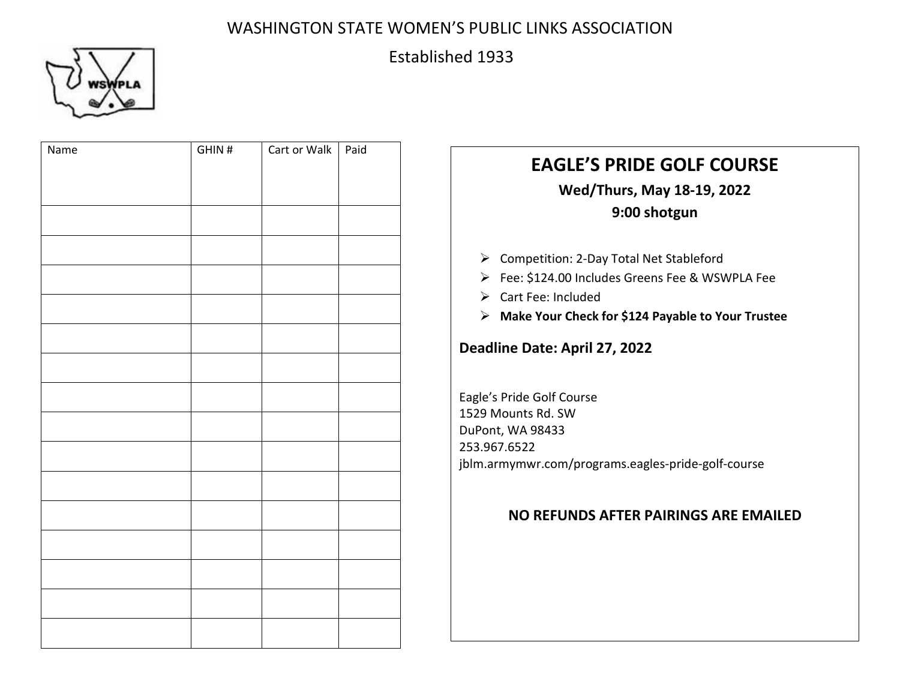WASHINGTON STATE WOMEN'S PUBLIC LINKS ASSOCIATION

Established 1933

| Name | GHIN # | Cart or Walk | Paid |
|---|---|---|---|
| | | | |
| | | | |
| | | | |
| | | | |
| | | | |
| | | | |
| | | | |
| | | | |
| | | | |
| | | | |
| | | | |
| | | | |
| | | | |
| | | | |
| | | | |

# EAGLE'S PRIDE GOLF COURSE

**Wed/Thurs, May 18-19, 2022**

**9:00 shotgun**

- Competition: 2-Day Total Net Stableford
- Fee: $124.00 Includes Greens Fee & WSWPLA Fee
- Cart Fee: Included
- **Make Your Check for $124 Payable to Your Trustee**

**Deadline Date: April 27, 2022**

Eagle's Pride Golf Course
1529 Mounts Rd. SW
DuPont, WA 98433
253.967.6522
jblm.armymwr.com/programs.eagles-pride-golf-course

**NO REFUNDS AFTER PAIRINGS ARE EMAILED**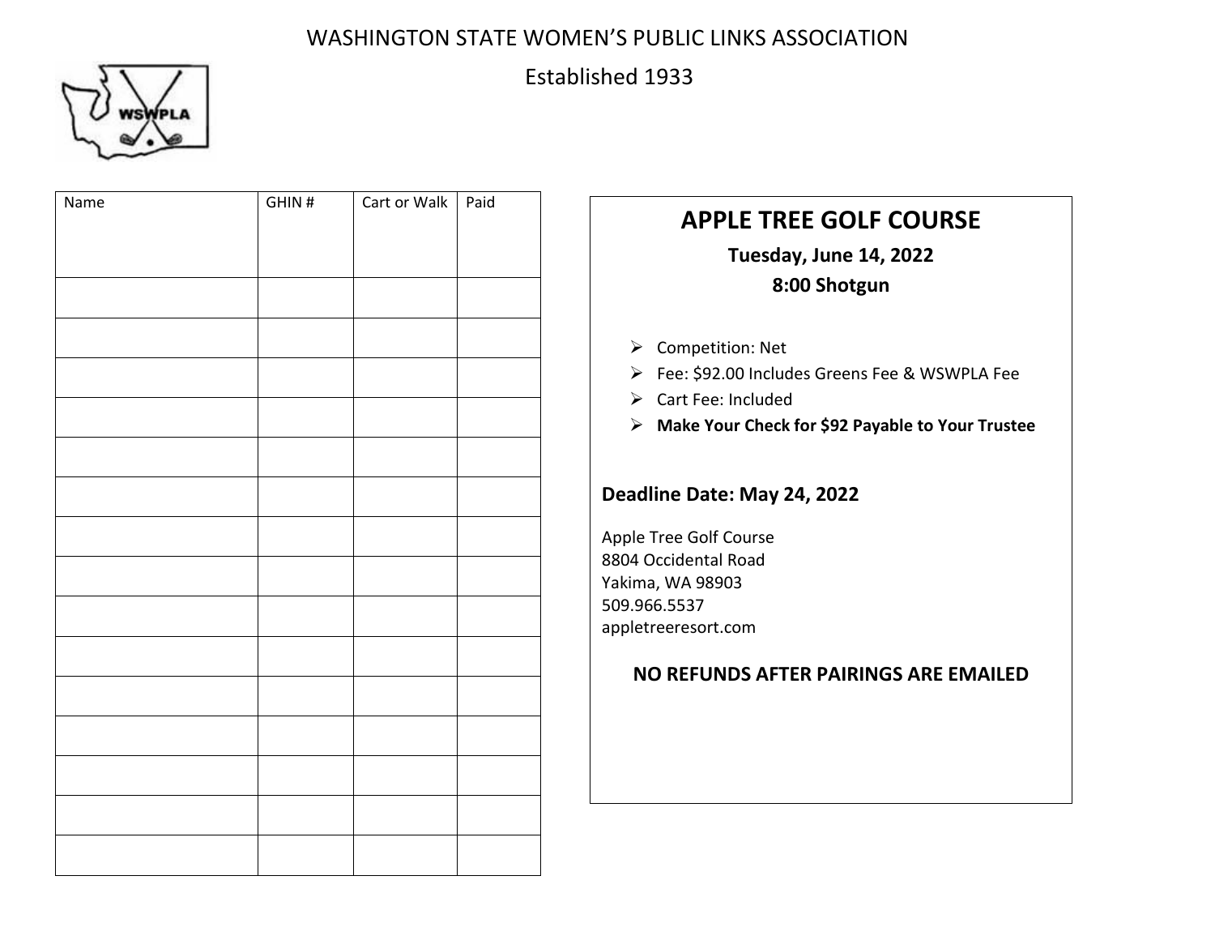WASHINGTON STATE WOMEN'S PUBLIC LINKS ASSOCIATION

Established 1933

| Name | GHIN # | Cart or Walk | Paid |
|---|---|---|---|
| | | | |
| | | | |
| | | | |
| | | | |
| | | | |
| | | | |
| | | | |
| | | | |
| | | | |
| | | | |
| | | | |
| | | | |
| | | | |
| | | | |
| | | | |

## APPLE TREE GOLF COURSE

**Tuesday, June 14, 2022**

**8:00 Shotgun**

- Competition: Net
- Fee: $92.00 Includes Greens Fee & WSWPLA Fee
- Cart Fee: Included
- **Make Your Check for $92 Payable to Your Trustee**

**Deadline Date: May 24, 2022**

Apple Tree Golf Course
8804 Occidental Road
Yakima, WA 98903
509.966.5537
appletreeresort.com

**NO REFUNDS AFTER PAIRINGS ARE EMAILED**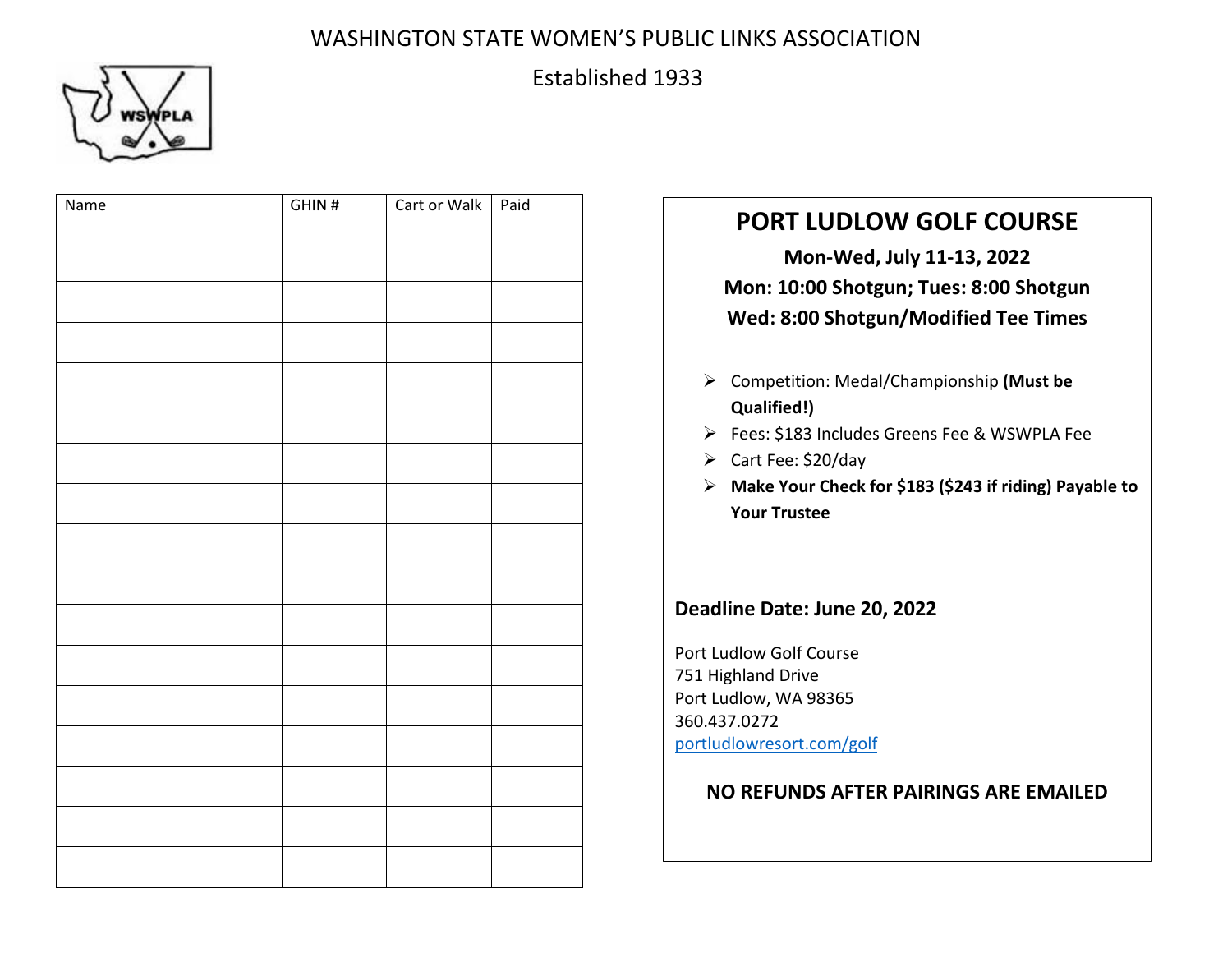WASHINGTON STATE WOMEN'S PUBLIC LINKS ASSOCIATION

Established 1933

| Name | GHIN # | Cart or Walk | Paid |
| --- | --- | --- | --- |
| | | | |
| | | | |
| | | | |
| | | | |
| | | | |
| | | | |
| | | | |
| | | | |
| | | | |
| | | | |
| | | | |
| | | | |
| | | | |
| | | | |
| | | | |

## PORT LUDLOW GOLF COURSE

**Mon-Wed, July 11-13, 2022**

**Mon: 10:00 Shotgun; Tues: 8:00 Shotgun**

**Wed: 8:00 Shotgun/Modified Tee Times**

- Competition: Medal/Championship **(Must be Qualified!)**
- Fees: $183 Includes Greens Fee & WSWPLA Fee
- Cart Fee: $20/day
- **Make Your Check for $183 ($243 if riding) Payable to Your Trustee**

**Deadline Date: June 20, 2022**

Port Ludlow Golf Course
751 Highland Drive
Port Ludlow, WA 98365
360.437.0272
portludlowresort.com/golf

**NO REFUNDS AFTER PAIRINGS ARE EMAILED**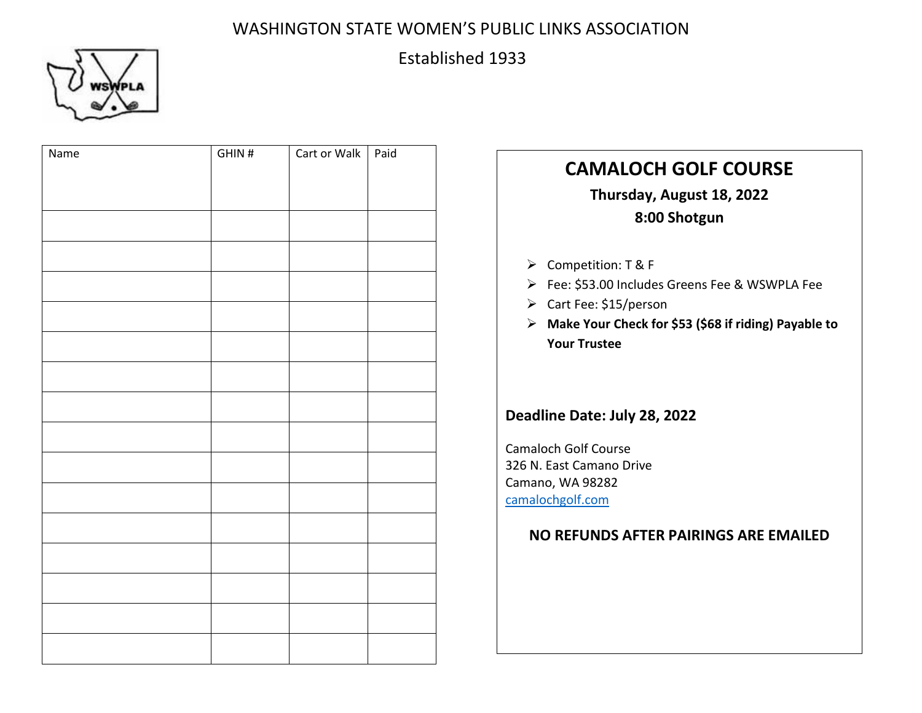# WASHINGTON STATE WOMEN'S PUBLIC LINKS ASSOCIATION

Established 1933

| Name | GHIN # | Cart or Walk | Paid |
|---|---|---|---|
| | | | |
| | | | |
| | | | |
| | | | |
| | | | |
| | | | |
| | | | |
| | | | |
| | | | |
| | | | |
| | | | |
| | | | |
| | | | |
| | | | |
| | | | |

## CAMALOCH GOLF COURSE

**Thursday, August 18, 2022**

**8:00 Shotgun**

- Competition: T & F
- Fee: $53.00 Includes Greens Fee & WSWPLA Fee
- Cart Fee: $15/person
- **Make Your Check for $53 ($68 if riding) Payable to Your Trustee**

**Deadline Date: July 28, 2022**

Camaloch Golf Course
326 N. East Camano Drive
Camano, WA 98282
camalochgolf.com

**NO REFUNDS AFTER PAIRINGS ARE EMAILED**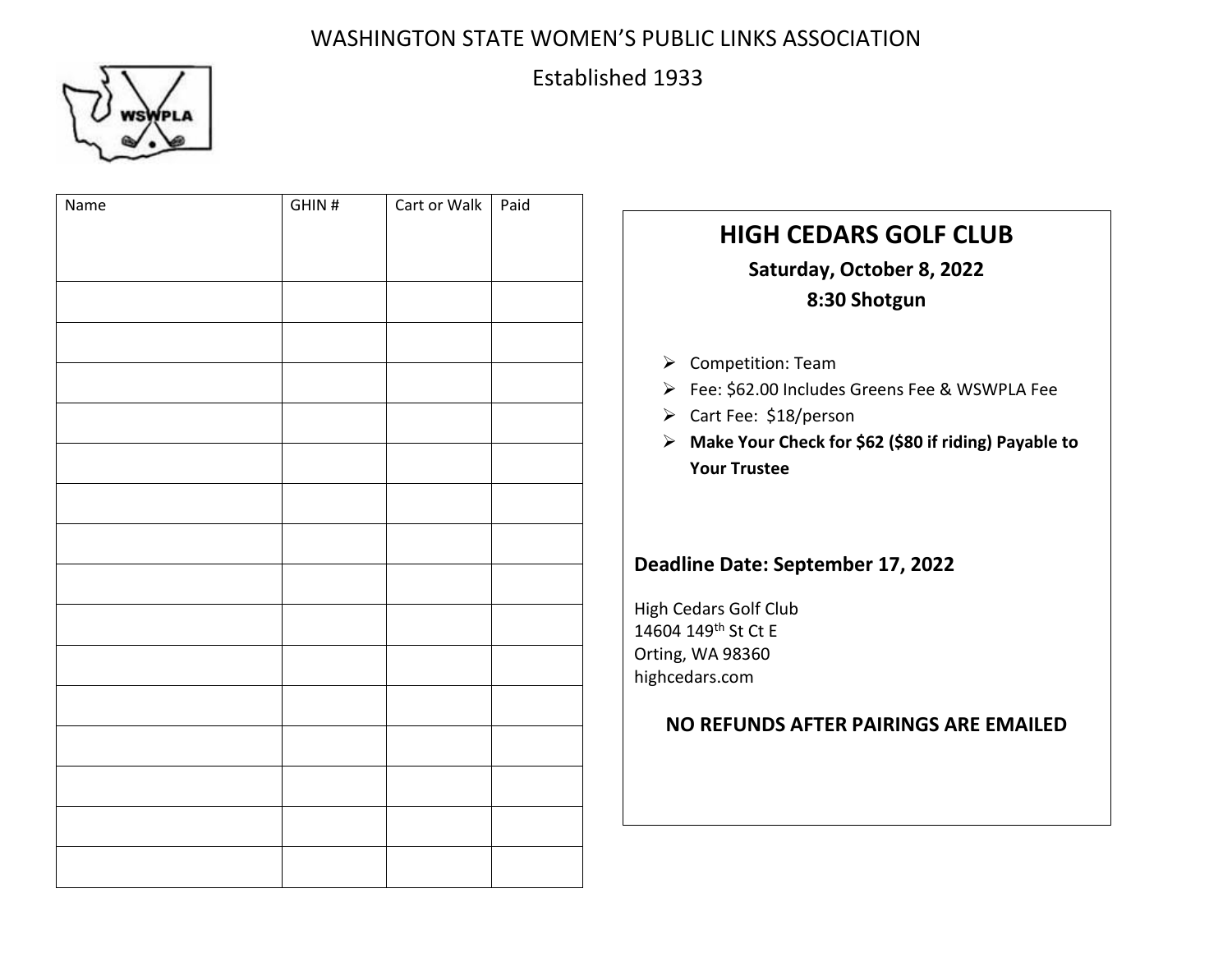WASHINGTON STATE WOMEN'S PUBLIC LINKS ASSOCIATION

Established 1933

| Name | GHIN # | Cart or Walk | Paid |
|---|---|---|---|
| | | | |
| | | | |
| | | | |
| | | | |
| | | | |
| | | | |
| | | | |
| | | | |
| | | | |
| | | | |
| | | | |
| | | | |
| | | | |
| | | | |
| | | | |

## HIGH CEDARS GOLF CLUB

**Saturday, October 8, 2022**

**8:30 Shotgun**

- Competition: Team
- Fee: $62.00 Includes Greens Fee & WSWPLA Fee
- Cart Fee: $18/person
- **Make Your Check for $62 ($80 if riding) Payable to Your Trustee**

**Deadline Date: September 17, 2022**

High Cedars Golf Club
14604 149th St Ct E
Orting, WA 98360
highcedars.com

**NO REFUNDS AFTER PAIRINGS ARE EMAILED**